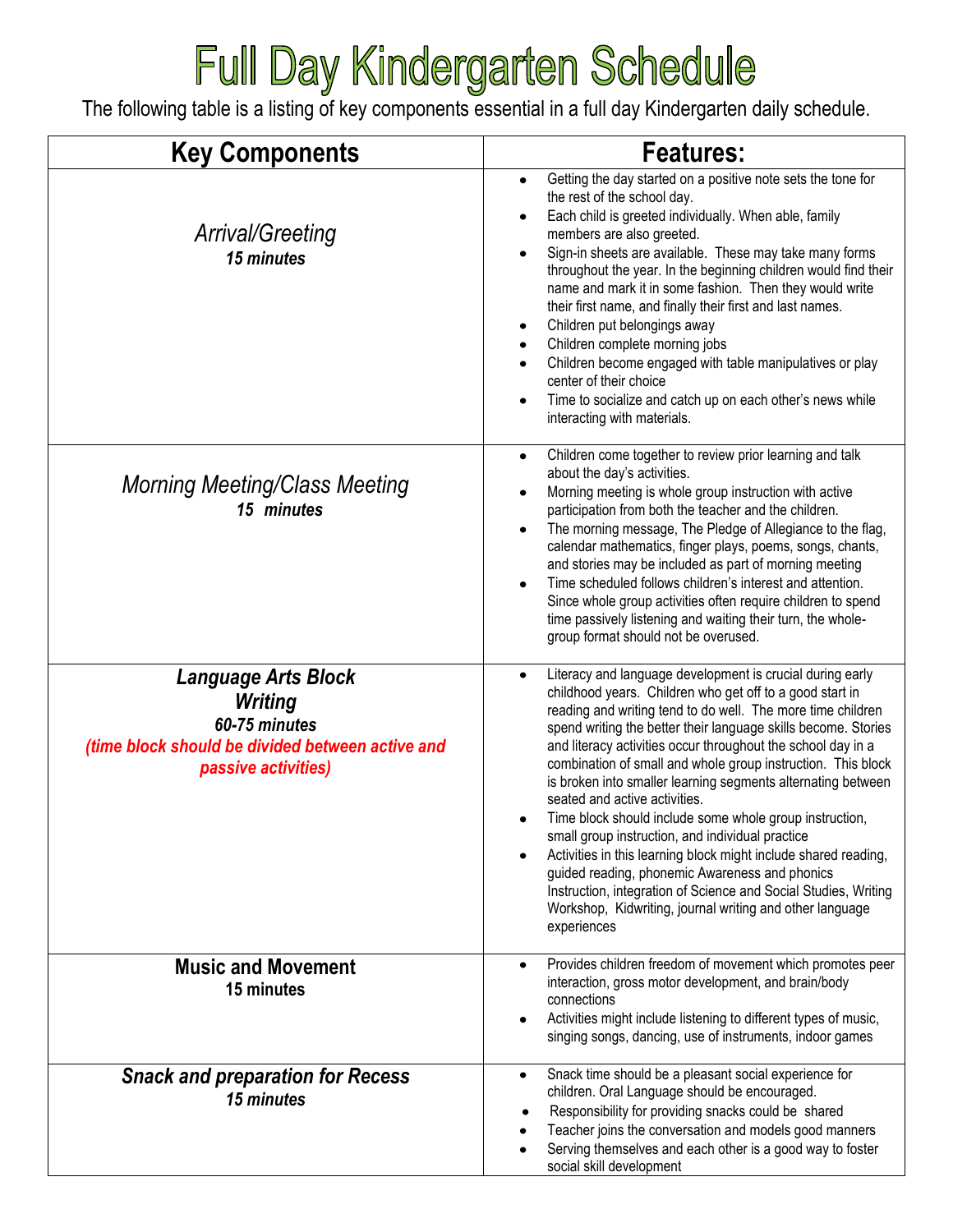# Full Day Kindergarten Schedule

The following table is a listing of key components essential in a full day Kindergarten daily schedule.

| Key Components | Features: |
|---|---|
| *Arrival/Greeting*<br>***15 minutes*** | • Getting the day started on a positive note sets the tone for the rest of the school day.<br>• Each child is greeted individually. When able, family members are also greeted.<br>• Sign-in sheets are available. These may take many forms throughout the year. In the beginning children would find their name and mark it in some fashion. Then they would write their first name, and finally their first and last names.<br>• Children put belongings away<br>• Children complete morning jobs<br>• Children become engaged with table manipulatives or play center of their choice<br>• Time to socialize and catch up on each other's news while interacting with materials. |
| *Morning Meeting/Class Meeting*<br>***15 minutes*** | • Children come together to review prior learning and talk about the day's activities.<br>• Morning meeting is whole group instruction with active participation from both the teacher and the children.<br>• The morning message, The Pledge of Allegiance to the flag, calendar mathematics, finger plays, poems, songs, chants, and stories may be included as part of morning meeting<br>• Time scheduled follows children's interest and attention. Since whole group activities often require children to spend time passively listening and waiting their turn, the whole-group format should not be overused. |
| ***Language Arts Block***<br>***Writing***<br>***60-75 minutes***<br>***(time block should be divided between active and passive activities)*** | • Literacy and language development is crucial during early childhood years. Children who get off to a good start in reading and writing tend to do well. The more time children spend writing the better their language skills become. Stories and literacy activities occur throughout the school day in a combination of small and whole group instruction. This block is broken into smaller learning segments alternating between seated and active activities.<br>• Time block should include some whole group instruction, small group instruction, and individual practice<br>• Activities in this learning block might include shared reading, guided reading, phonemic Awareness and phonics Instruction, integration of Science and Social Studies, Writing Workshop, Kidwriting, journal writing and other language experiences |
| **Music and Movement**<br>**15 minutes** | • Provides children freedom of movement which promotes peer interaction, gross motor development, and brain/body connections<br>• Activities might include listening to different types of music, singing songs, dancing, use of instruments, indoor games |
| ***Snack and preparation for Recess***<br>***15 minutes*** | • Snack time should be a pleasant social experience for children. Oral Language should be encouraged.<br>• Responsibility for providing snacks could be shared<br>• Teacher joins the conversation and models good manners<br>• Serving themselves and each other is a good way to foster social skill development |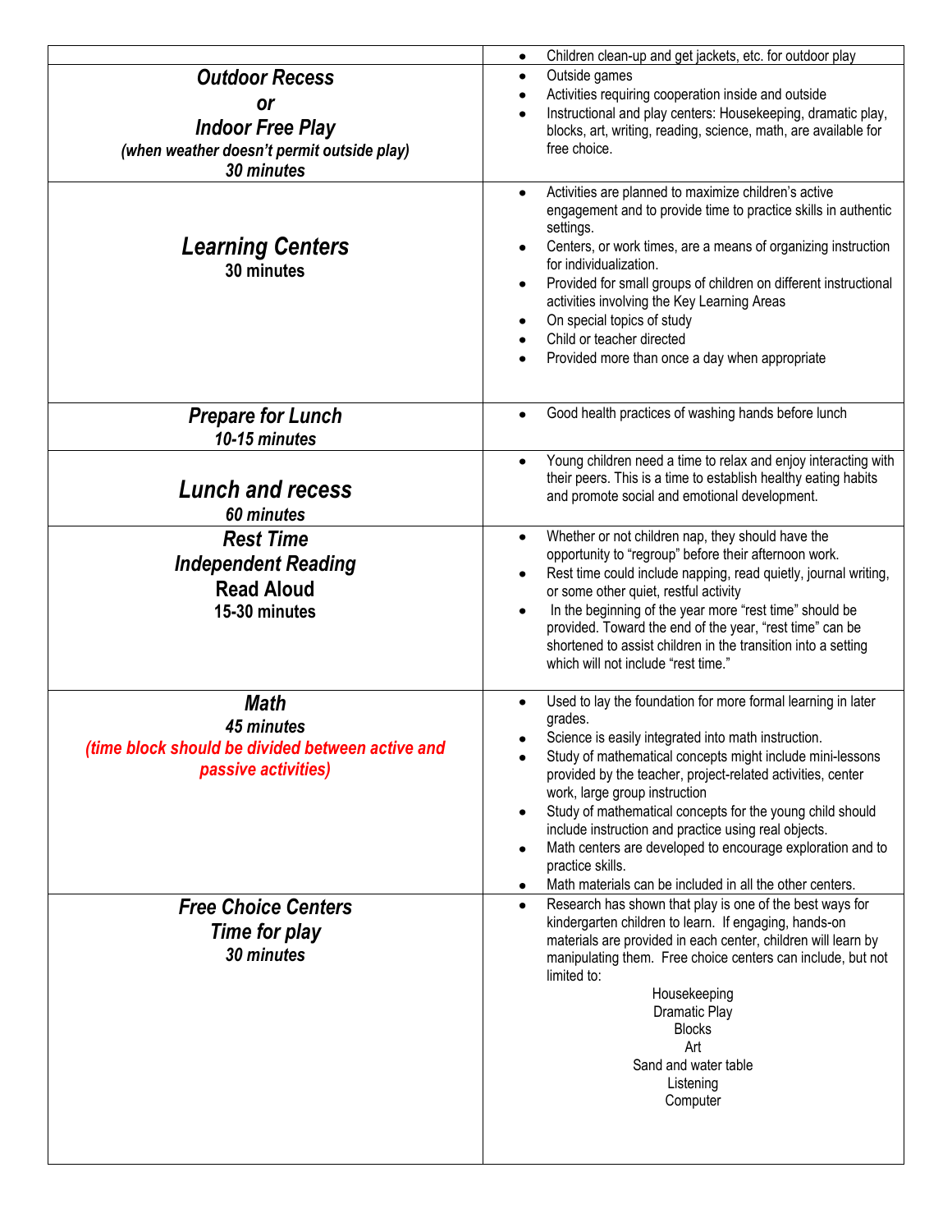| | |
|---|---|
| | • Children clean-up and get jackets, etc. for outdoor play |
| ***Outdoor Recess*** <br> ***or*** <br> ***Indoor Free Play*** <br> ***(when weather doesn't permit outside play)*** <br> ***30 minutes*** | • Outside games <br> • Activities requiring cooperation inside and outside <br> • Instructional and play centers: Housekeeping, dramatic play, blocks, art, writing, reading, science, math, are available for free choice. |
| ***Learning Centers*** <br> **30 minutes** | • Activities are planned to maximize children's active engagement and to provide time to practice skills in authentic settings. <br> • Centers, or work times, are a means of organizing instruction for individualization. <br> • Provided for small groups of children on different instructional activities involving the Key Learning Areas <br> • On special topics of study <br> • Child or teacher directed <br> • Provided more than once a day when appropriate |
| ***Prepare for Lunch*** <br> ***10-15 minutes*** | • Good health practices of washing hands before lunch |
| ***Lunch and recess*** <br> ***60 minutes*** | • Young children need a time to relax and enjoy interacting with their peers. This is a time to establish healthy eating habits and promote social and emotional development. |
| ***Rest Time*** <br> ***Independent Reading*** <br> **Read Aloud** <br> **15-30 minutes** | • Whether or not children nap, they should have the opportunity to "regroup" before their afternoon work. <br> • Rest time could include napping, read quietly, journal writing, or some other quiet, restful activity <br> • In the beginning of the year more "rest time" should be provided. Toward the end of the year, "rest time" can be shortened to assist children in the transition into a setting which will not include "rest time." |
| ***Math*** <br> ***45 minutes*** <br> ***(time block should be divided between active and passive activities)*** | • Used to lay the foundation for more formal learning in later grades. <br> • Science is easily integrated into math instruction. <br> • Study of mathematical concepts might include mini-lessons provided by the teacher, project-related activities, center work, large group instruction <br> • Study of mathematical concepts for the young child should include instruction and practice using real objects. <br> • Math centers are developed to encourage exploration and to practice skills. <br> • Math materials can be included in all the other centers. |
| ***Free Choice Centers*** <br> ***Time for play*** <br> ***30 minutes*** | • Research has shown that play is one of the best ways for kindergarten children to learn. If engaging, hands-on materials are provided in each center, children will learn by manipulating them. Free choice centers can include, but not limited to: <br> Housekeeping <br> Dramatic Play <br> Blocks <br> Art <br> Sand and water table <br> Listening <br> Computer |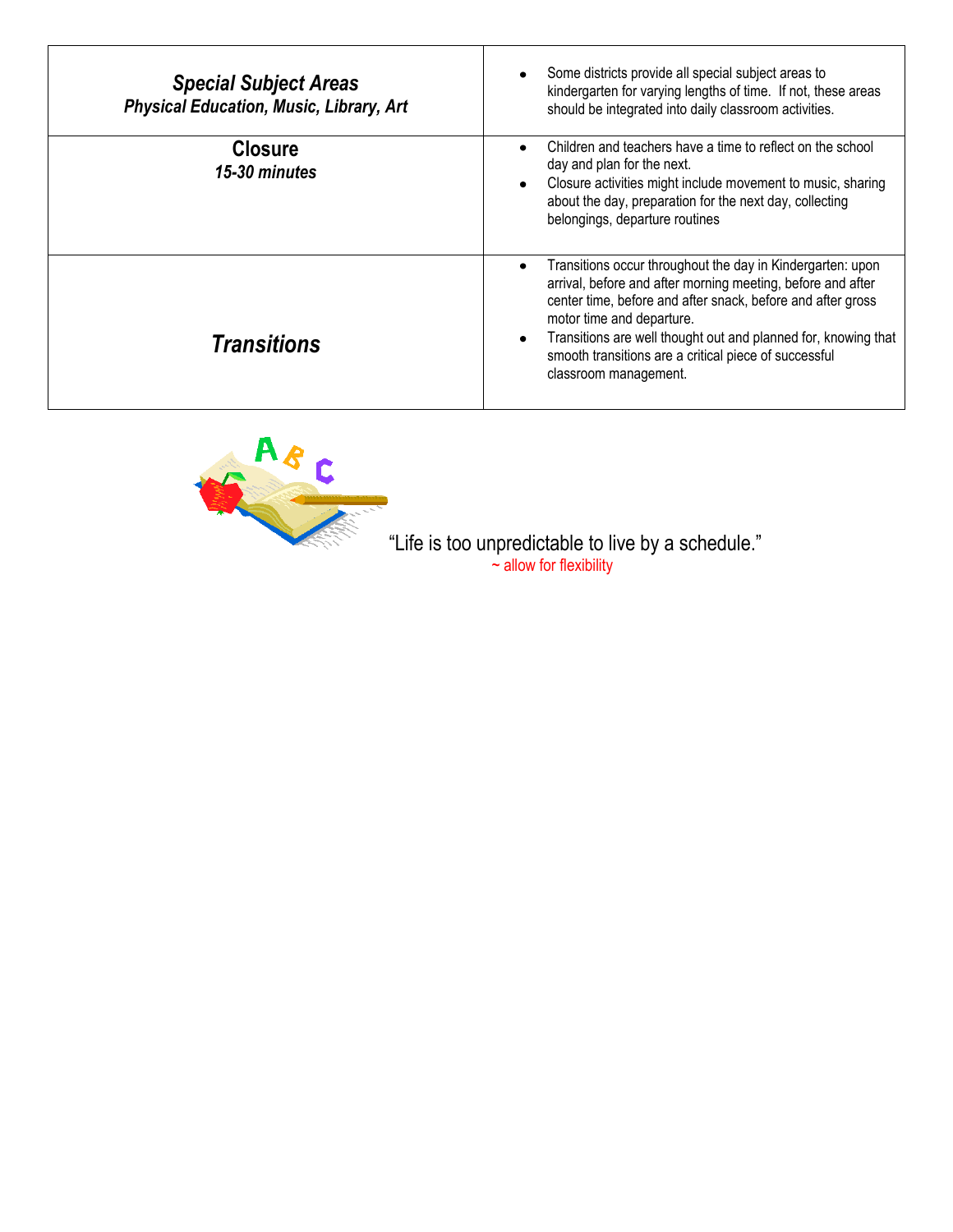| | |
|---|---|
| ***Special Subject Areas*** *Physical Education, Music, Library, Art* | • Some districts provide all special subject areas to kindergarten for varying lengths of time. If not, these areas should be integrated into daily classroom activities. |
| **Closure** *15-30 minutes* | • Children and teachers have a time to reflect on the school day and plan for the next. • Closure activities might include movement to music, sharing about the day, preparation for the next day, collecting belongings, departure routines |
| ***Transitions*** | • Transitions occur throughout the day in Kindergarten: upon arrival, before and after morning meeting, before and after center time, before and after snack, before and after gross motor time and departure. • Transitions are well thought out and planned for, knowing that smooth transitions are a critical piece of successful classroom management. |

"Life is too unpredictable to live by a schedule."

~ allow for flexibility